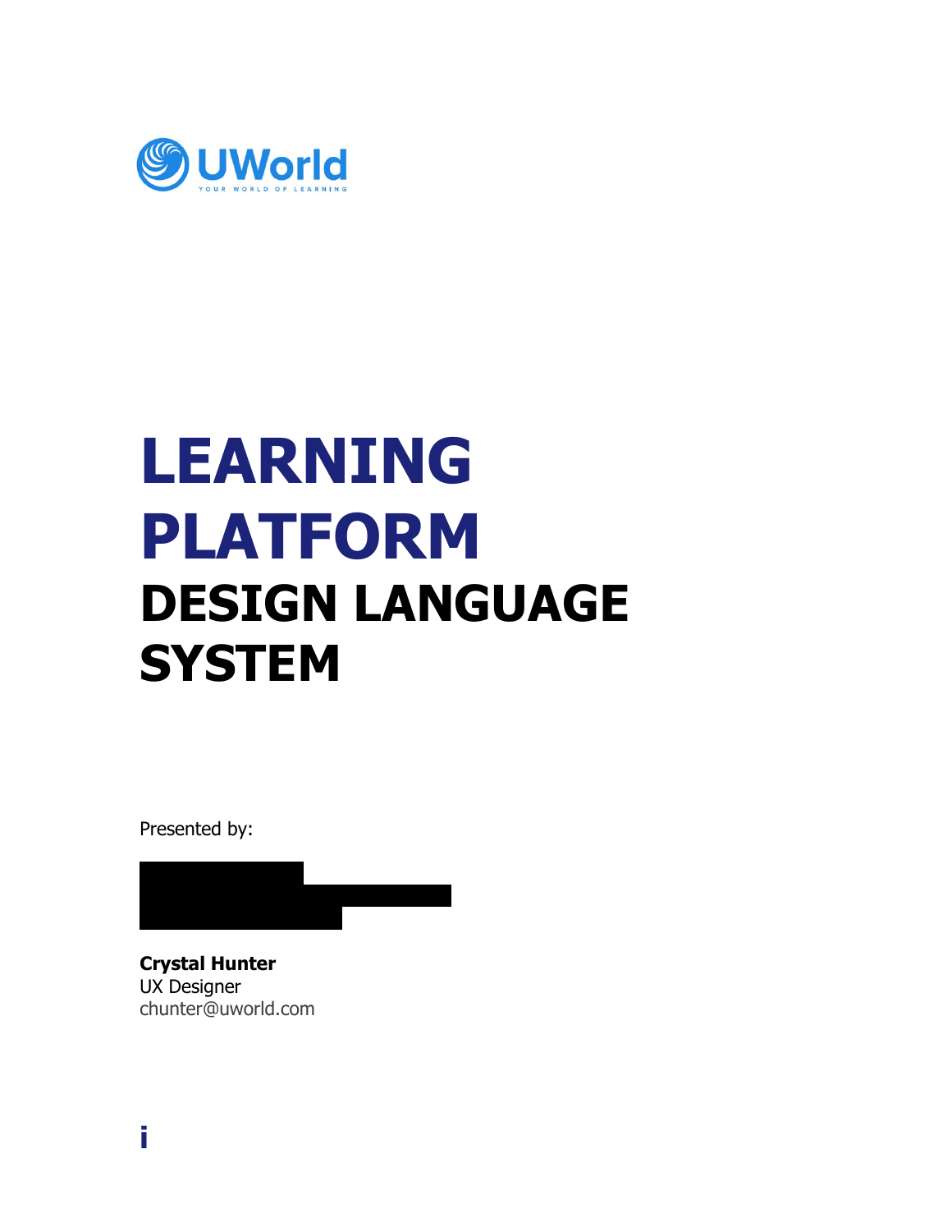UWorld

YOUR WORLD OF LEARNING

# LEARNING PLATFORM

## DESIGN LANGUAGE SYSTEM

Presented by:

**Crystal Hunter**
UX Designer
chunter@uworld.com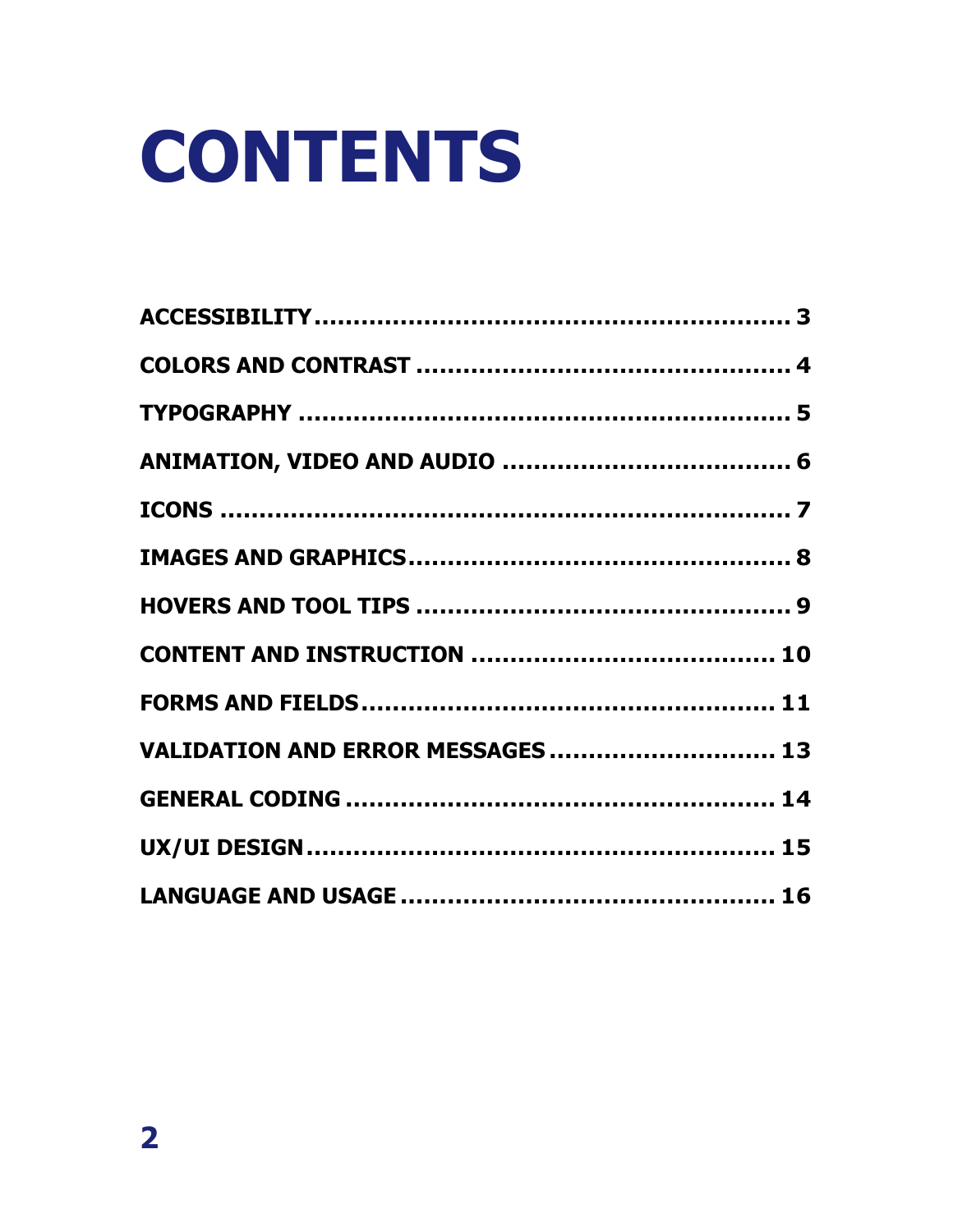# CONTENTS

ACCESSIBILITY ........................................................... 3

COLORS AND CONTRAST .............................................. 4

TYPOGRAPHY ............................................................. 5

ANIMATION, VIDEO AND AUDIO .................................... 6

ICONS ....................................................................... 7

IMAGES AND GRAPHICS................................................ 8

HOVERS AND TOOL TIPS .............................................. 9

CONTENT AND INSTRUCTION ...................................... 10

FORMS AND FIELDS.................................................... 11

VALIDATION AND ERROR MESSAGES ............................ 13

GENERAL CODING ...................................................... 14

UX/UI DESIGN........................................................... 15

LANGUAGE AND USAGE .............................................. 16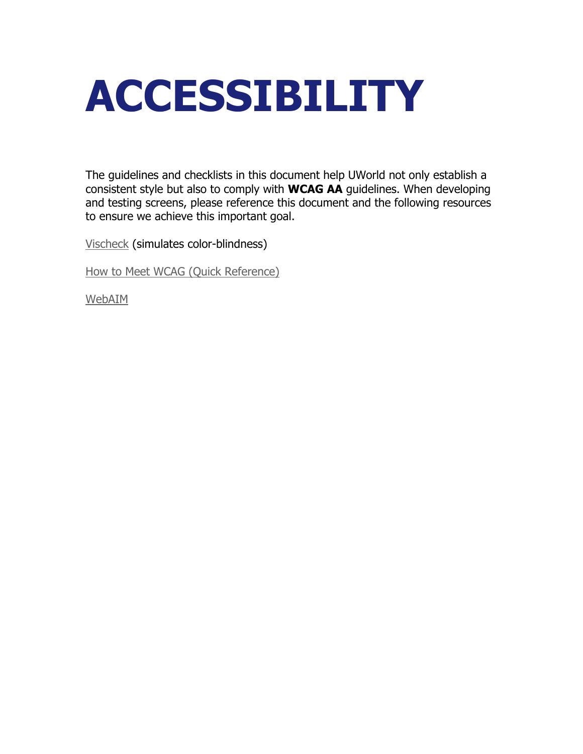# ACCESSIBILITY

The guidelines and checklists in this document help UWorld not only establish a consistent style but also to comply with **WCAG AA** guidelines. When developing and testing screens, please reference this document and the following resources to ensure we achieve this important goal.

Vischeck (simulates color-blindness)

How to Meet WCAG (Quick Reference)

WebAIM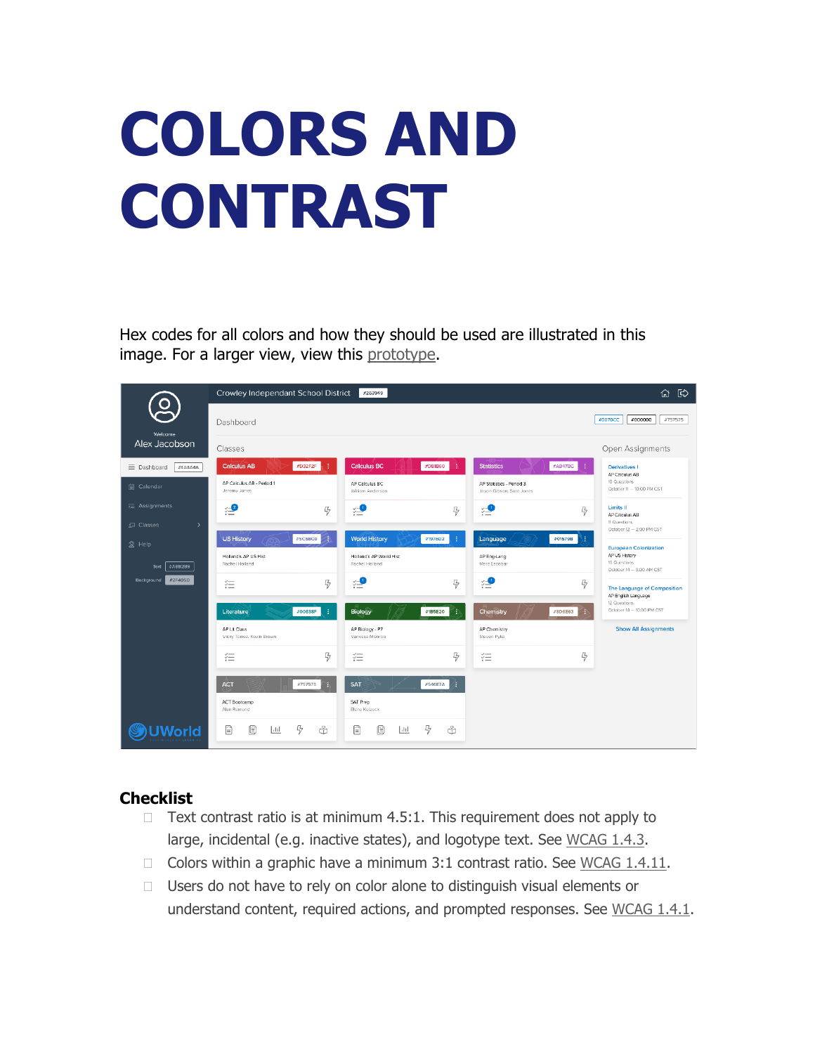# COLORS AND CONTRAST

Hex codes for all colors and how they should be used are illustrated in this image. For a larger view, view this prototype.

### Checklist

- ☐ Text contrast ratio is at minimum 4.5:1. This requirement does not apply to large, incidental (e.g. inactive states), and logotype text. See WCAG 1.4.3.
- ☐ Colors within a graphic have a minimum 3:1 contrast ratio. See WCAG 1.4.11.
- ☐ Users do not have to rely on color alone to distinguish visual elements or understand content, required actions, and prompted responses. See WCAG 1.4.1.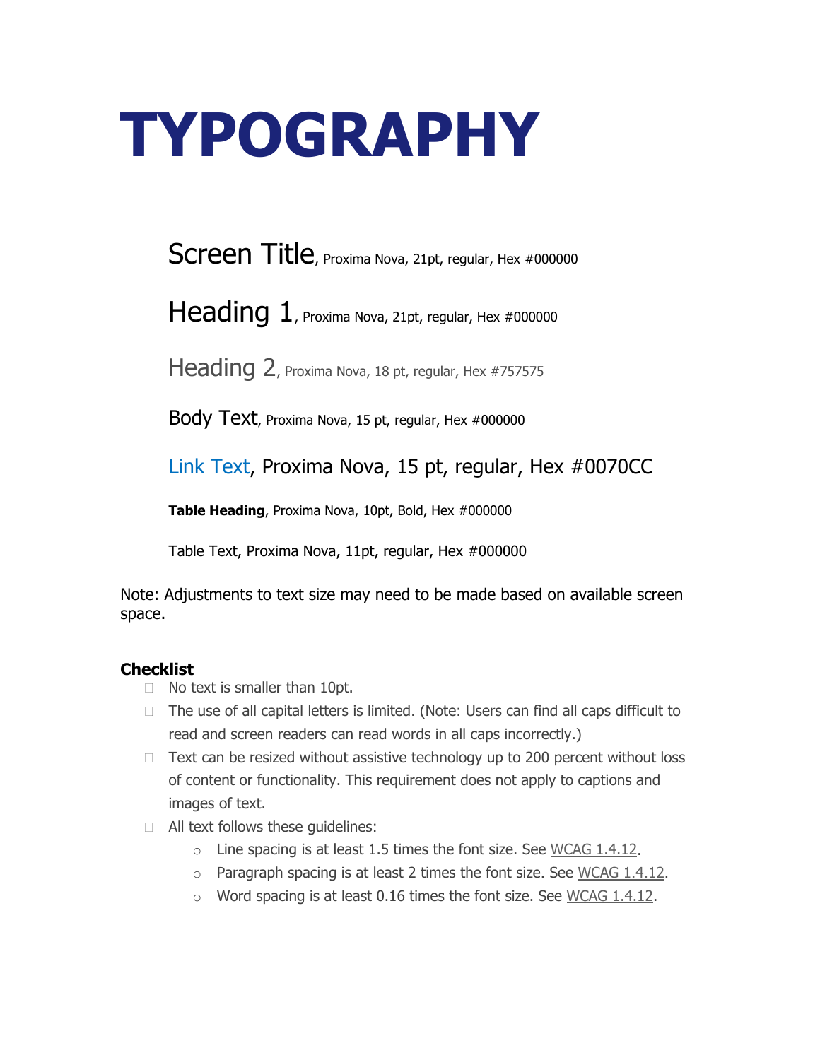# TYPOGRAPHY

Screen Title, Proxima Nova, 21pt, regular, Hex #000000

Heading 1, Proxima Nova, 21pt, regular, Hex #000000

Heading 2, Proxima Nova, 18 pt, regular, Hex #757575

Body Text, Proxima Nova, 15 pt, regular, Hex #000000

Link Text, Proxima Nova, 15 pt, regular, Hex #0070CC

**Table Heading**, Proxima Nova, 10pt, Bold, Hex #000000

Table Text, Proxima Nova, 11pt, regular, Hex #000000

Note: Adjustments to text size may need to be made based on available screen space.

**Checklist**

- [ ] No text is smaller than 10pt.
- [ ] The use of all capital letters is limited. (Note: Users can find all caps difficult to read and screen readers can read words in all caps incorrectly.)
- [ ] Text can be resized without assistive technology up to 200 percent without loss of content or functionality. This requirement does not apply to captions and images of text.
- [ ] All text follows these guidelines:
  - Line spacing is at least 1.5 times the font size. See WCAG 1.4.12.
  - Paragraph spacing is at least 2 times the font size. See WCAG 1.4.12.
  - Word spacing is at least 0.16 times the font size. See WCAG 1.4.12.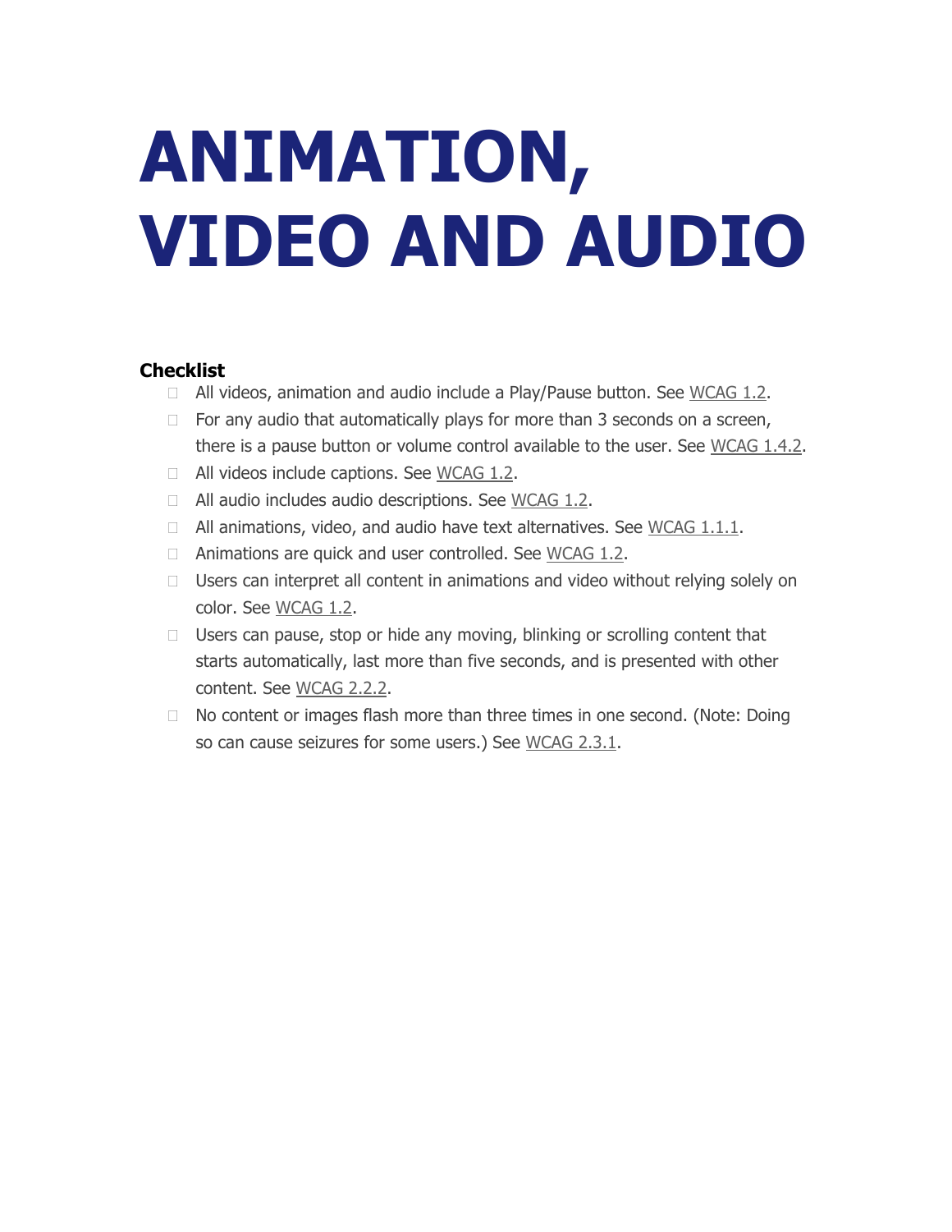# ANIMATION, VIDEO AND AUDIO

**Checklist**

- All videos, animation and audio include a Play/Pause button. See WCAG 1.2.
- For any audio that automatically plays for more than 3 seconds on a screen, there is a pause button or volume control available to the user. See WCAG 1.4.2.
- All videos include captions. See WCAG 1.2.
- All audio includes audio descriptions. See WCAG 1.2.
- All animations, video, and audio have text alternatives. See WCAG 1.1.1.
- Animations are quick and user controlled. See WCAG 1.2.
- Users can interpret all content in animations and video without relying solely on color. See WCAG 1.2.
- Users can pause, stop or hide any moving, blinking or scrolling content that starts automatically, last more than five seconds, and is presented with other content. See WCAG 2.2.2.
- No content or images flash more than three times in one second. (Note: Doing so can cause seizures for some users.) See WCAG 2.3.1.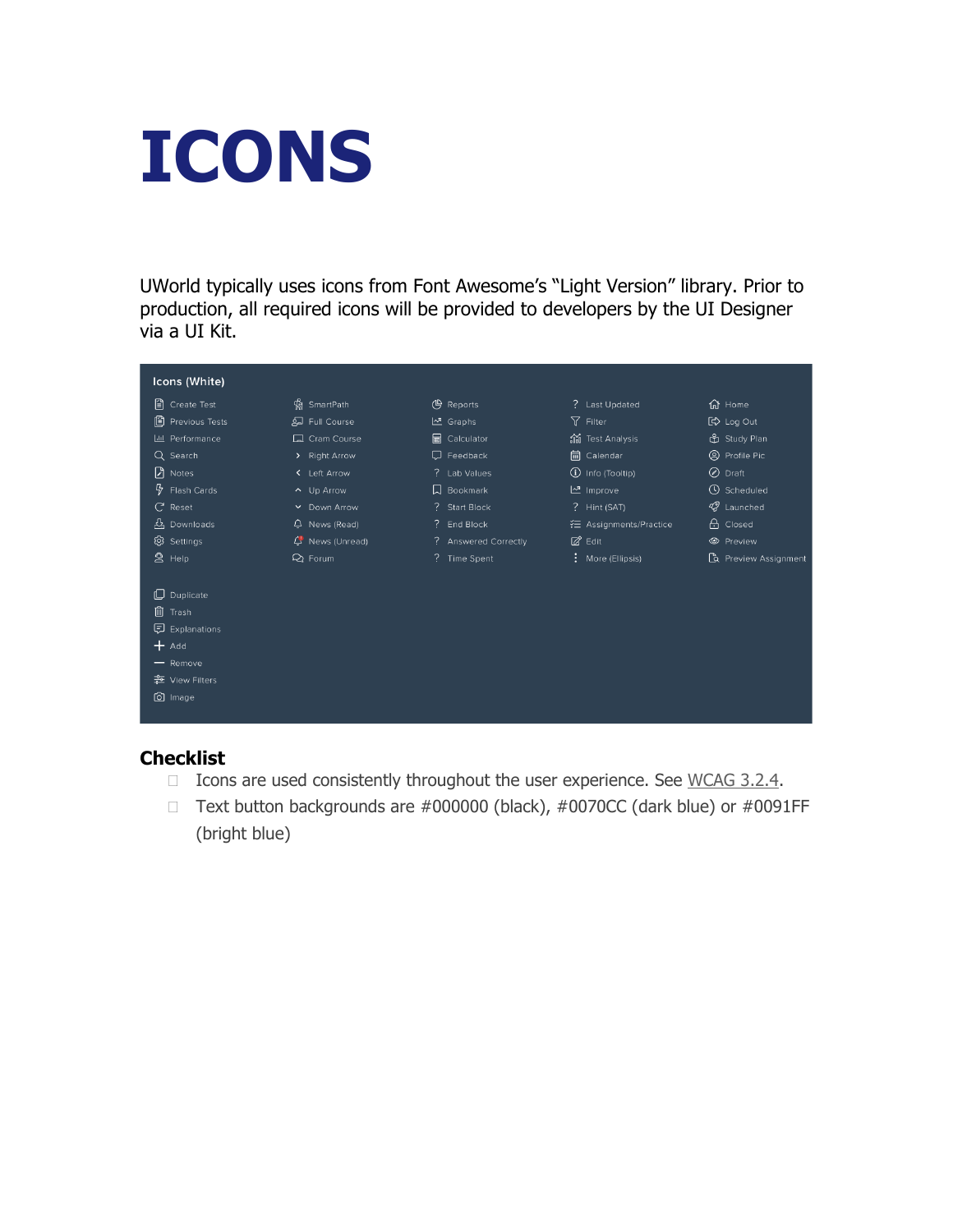# ICONS

UWorld typically uses icons from Font Awesome's "Light Version" library. Prior to production, all required icons will be provided to developers by the UI Designer via a UI Kit.

**Icons (White)**

| | | | | |
|---|---|---|---|---|
| Create Test | SmartPath | Reports | Last Updated | Home |
| Previous Tests | Full Course | Graphs | Filter | Log Out |
| Performance | Cram Course | Calculator | Test Analysis | Study Plan |
| Search | Right Arrow | Feedback | Calendar | Profile Pic |
| Notes | Left Arrow | Lab Values | Info (Tooltip) | Draft |
| Flash Cards | Up Arrow | Bookmark | Improve | Scheduled |
| Reset | Down Arrow | Start Block | Hint (SAT) | Launched |
| Downloads | News (Read) | End Block | Assignments/Practice | Closed |
| Settings | News (Unread) | Answered Correctly | Edit | Preview |
| Help | Forum | Time Spent | More (Ellipsis) | Preview Assignment |
| Duplicate | | | | |
| Trash | | | | |
| Explanations | | | | |
| Add | | | | |
| Remove | | | | |
| View Filters | | | | |
| Image | | | | |

### Checklist

- [ ] Icons are used consistently throughout the user experience. See WCAG 3.2.4.
- [ ] Text button backgrounds are #000000 (black), #0070CC (dark blue) or #0091FF (bright blue)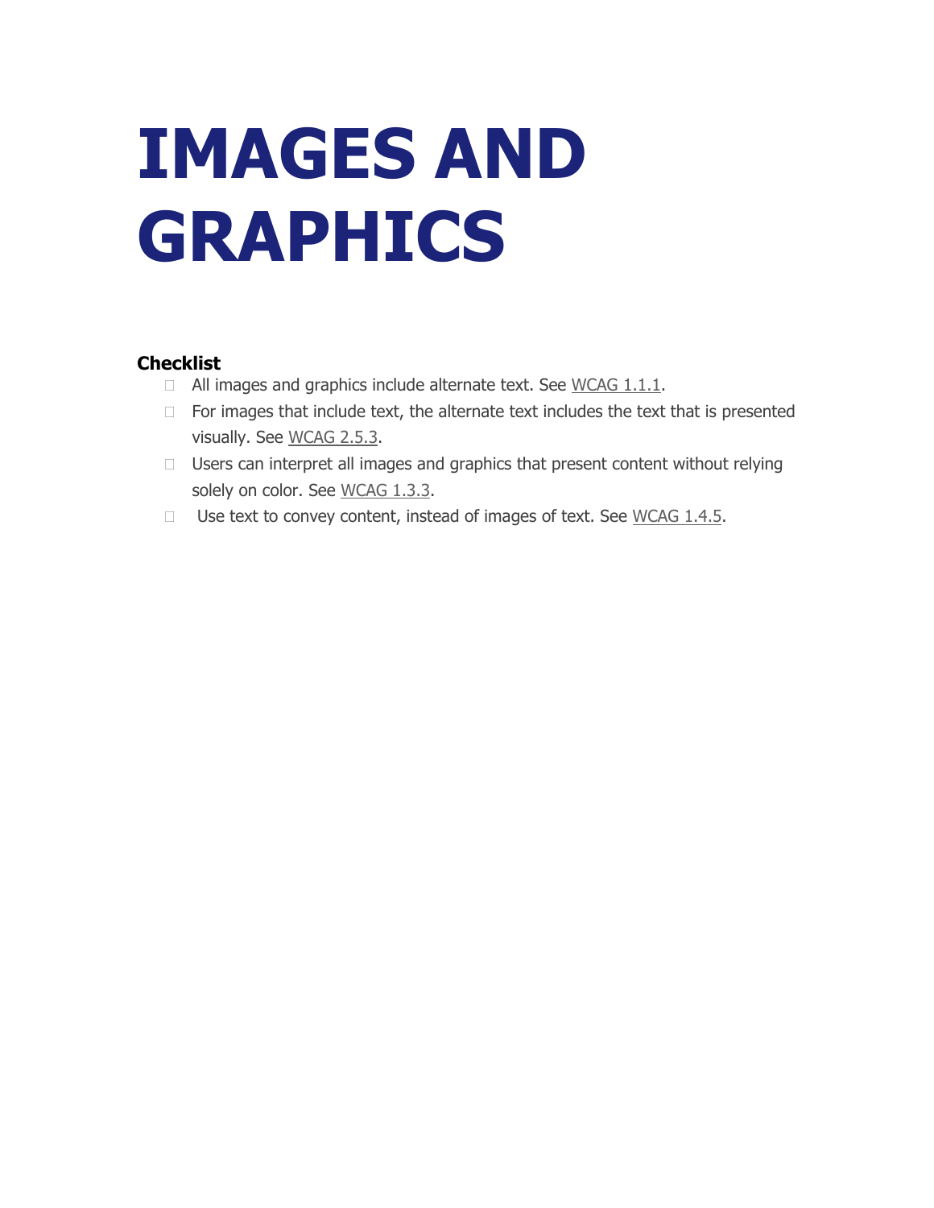# IMAGES AND GRAPHICS

**Checklist**

- All images and graphics include alternate text. See WCAG 1.1.1.
- For images that include text, the alternate text includes the text that is presented visually. See WCAG 2.5.3.
- Users can interpret all images and graphics that present content without relying solely on color. See WCAG 1.3.3.
- Use text to convey content, instead of images of text. See WCAG 1.4.5.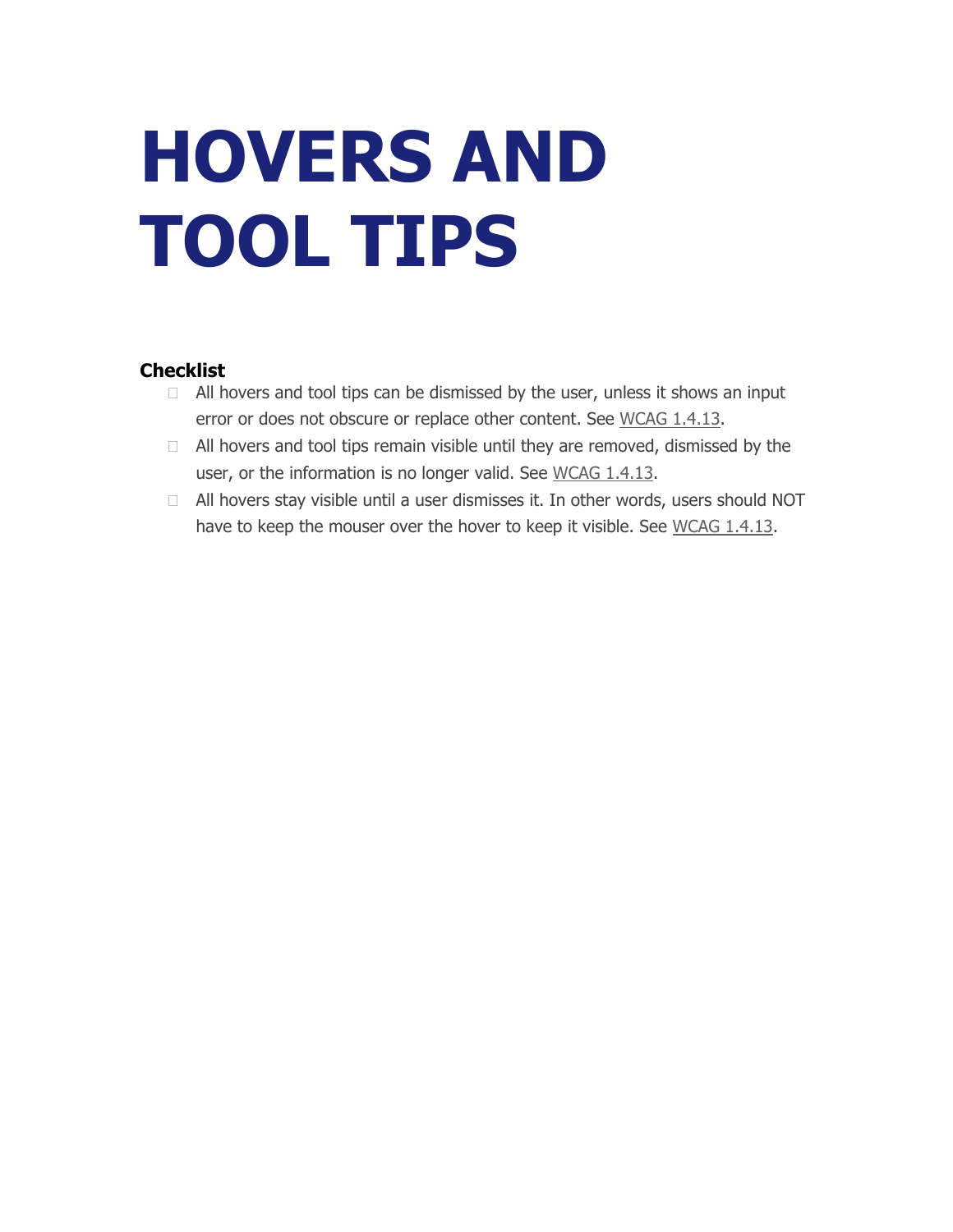# HOVERS AND TOOL TIPS

### Checklist

- [ ] All hovers and tool tips can be dismissed by the user, unless it shows an input error or does not obscure or replace other content. See WCAG 1.4.13.
- [ ] All hovers and tool tips remain visible until they are removed, dismissed by the user, or the information is no longer valid. See WCAG 1.4.13.
- [ ] All hovers stay visible until a user dismisses it. In other words, users should NOT have to keep the mouser over the hover to keep it visible. See WCAG 1.4.13.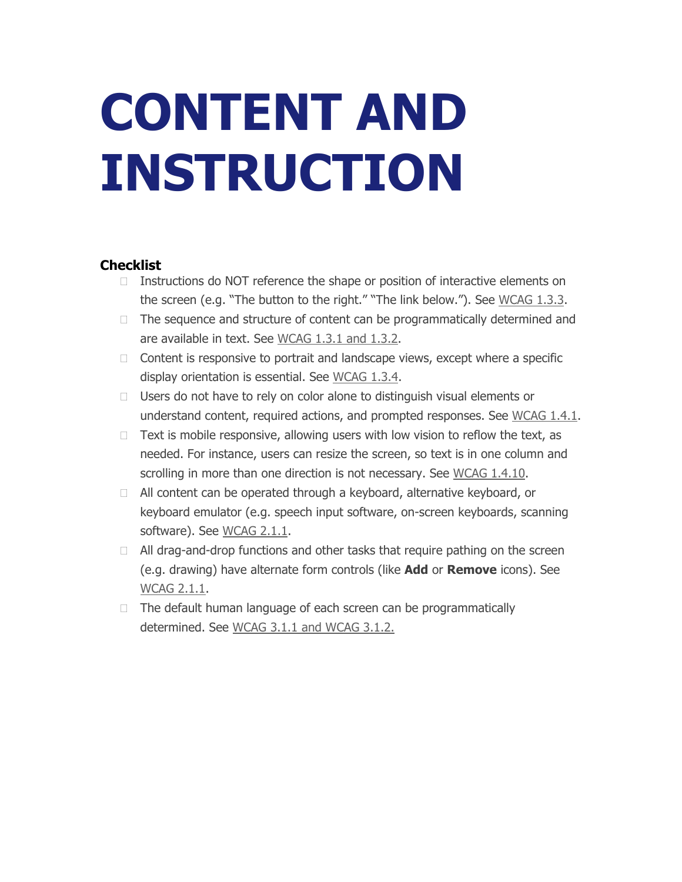# CONTENT AND INSTRUCTION

### Checklist

- Instructions do NOT reference the shape or position of interactive elements on the screen (e.g. "The button to the right." "The link below."). See WCAG 1.3.3.
- The sequence and structure of content can be programmatically determined and are available in text. See WCAG 1.3.1 and 1.3.2.
- Content is responsive to portrait and landscape views, except where a specific display orientation is essential. See WCAG 1.3.4.
- Users do not have to rely on color alone to distinguish visual elements or understand content, required actions, and prompted responses. See WCAG 1.4.1.
- Text is mobile responsive, allowing users with low vision to reflow the text, as needed. For instance, users can resize the screen, so text is in one column and scrolling in more than one direction is not necessary. See WCAG 1.4.10.
- All content can be operated through a keyboard, alternative keyboard, or keyboard emulator (e.g. speech input software, on-screen keyboards, scanning software). See WCAG 2.1.1.
- All drag-and-drop functions and other tasks that require pathing on the screen (e.g. drawing) have alternate form controls (like **Add** or **Remove** icons). See WCAG 2.1.1.
- The default human language of each screen can be programmatically determined. See WCAG 3.1.1 and WCAG 3.1.2.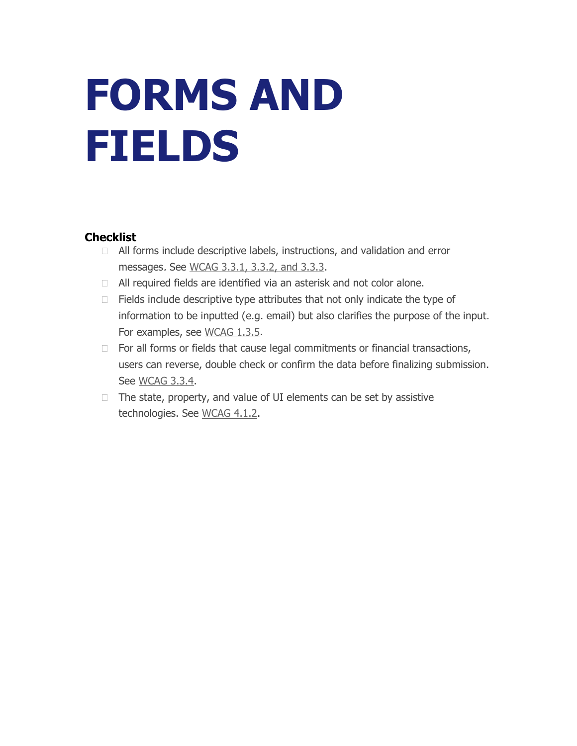# FORMS AND FIELDS

### Checklist

- All forms include descriptive labels, instructions, and validation and error messages. See WCAG 3.3.1, 3.3.2, and 3.3.3.
- All required fields are identified via an asterisk and not color alone.
- Fields include descriptive type attributes that not only indicate the type of information to be inputted (e.g. email) but also clarifies the purpose of the input. For examples, see WCAG 1.3.5.
- For all forms or fields that cause legal commitments or financial transactions, users can reverse, double check or confirm the data before finalizing submission. See WCAG 3.3.4.
- The state, property, and value of UI elements can be set by assistive technologies. See WCAG 4.1.2.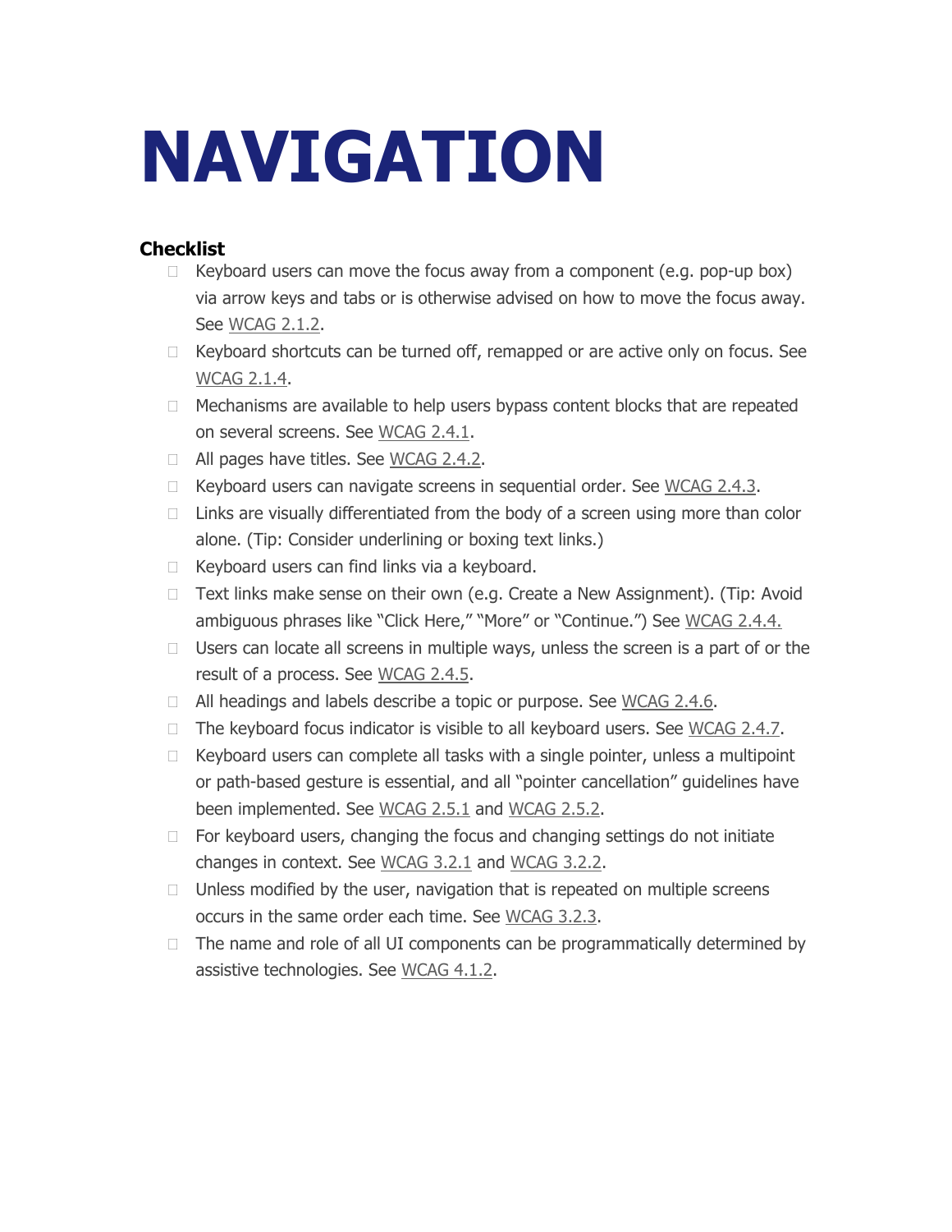# NAVIGATION

### Checklist

- Keyboard users can move the focus away from a component (e.g. pop-up box) via arrow keys and tabs or is otherwise advised on how to move the focus away. See WCAG 2.1.2.
- Keyboard shortcuts can be turned off, remapped or are active only on focus. See WCAG 2.1.4.
- Mechanisms are available to help users bypass content blocks that are repeated on several screens. See WCAG 2.4.1.
- All pages have titles. See WCAG 2.4.2.
- Keyboard users can navigate screens in sequential order. See WCAG 2.4.3.
- Links are visually differentiated from the body of a screen using more than color alone. (Tip: Consider underlining or boxing text links.)
- Keyboard users can find links via a keyboard.
- Text links make sense on their own (e.g. Create a New Assignment). (Tip: Avoid ambiguous phrases like "Click Here," "More" or "Continue.") See WCAG 2.4.4.
- Users can locate all screens in multiple ways, unless the screen is a part of or the result of a process. See WCAG 2.4.5.
- All headings and labels describe a topic or purpose. See WCAG 2.4.6.
- The keyboard focus indicator is visible to all keyboard users. See WCAG 2.4.7.
- Keyboard users can complete all tasks with a single pointer, unless a multipoint or path-based gesture is essential, and all "pointer cancellation" guidelines have been implemented. See WCAG 2.5.1 and WCAG 2.5.2.
- For keyboard users, changing the focus and changing settings do not initiate changes in context. See WCAG 3.2.1 and WCAG 3.2.2.
- Unless modified by the user, navigation that is repeated on multiple screens occurs in the same order each time. See WCAG 3.2.3.
- The name and role of all UI components can be programmatically determined by assistive technologies. See WCAG 4.1.2.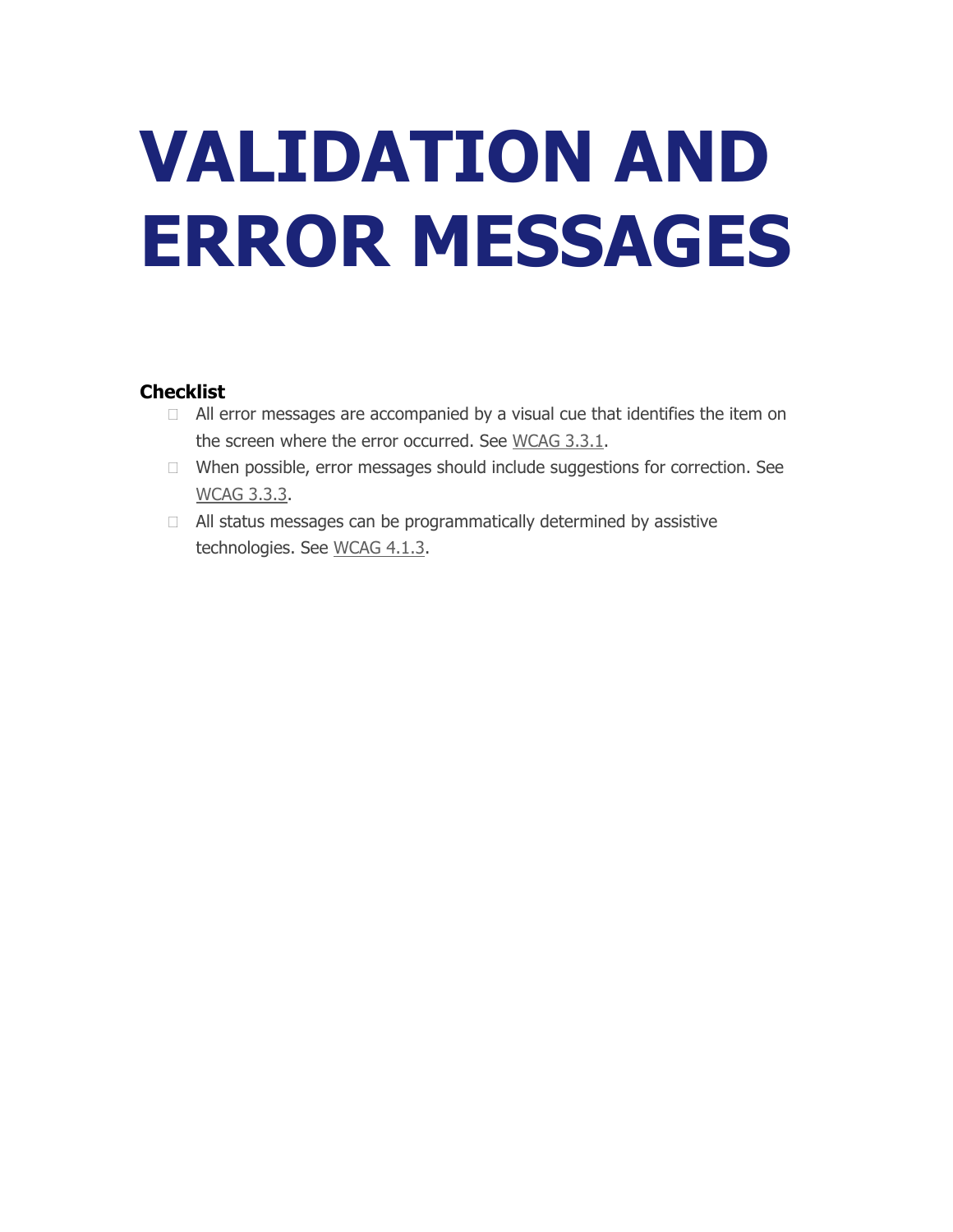# VALIDATION AND ERROR MESSAGES

### Checklist

- [ ] All error messages are accompanied by a visual cue that identifies the item on the screen where the error occurred. See WCAG 3.3.1.
- [ ] When possible, error messages should include suggestions for correction. See WCAG 3.3.3.
- [ ] All status messages can be programmatically determined by assistive technologies. See WCAG 4.1.3.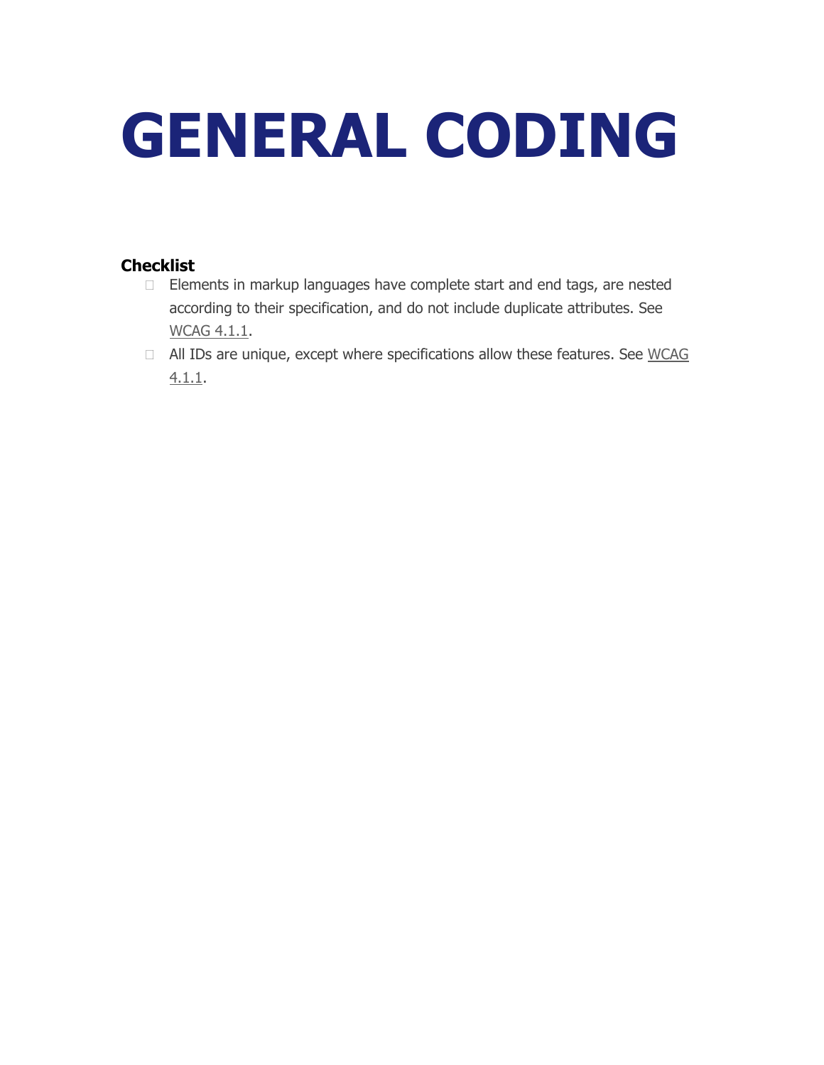# GENERAL CODING

**Checklist**

- Elements in markup languages have complete start and end tags, are nested according to their specification, and do not include duplicate attributes. See WCAG 4.1.1.
- All IDs are unique, except where specifications allow these features. See WCAG 4.1.1.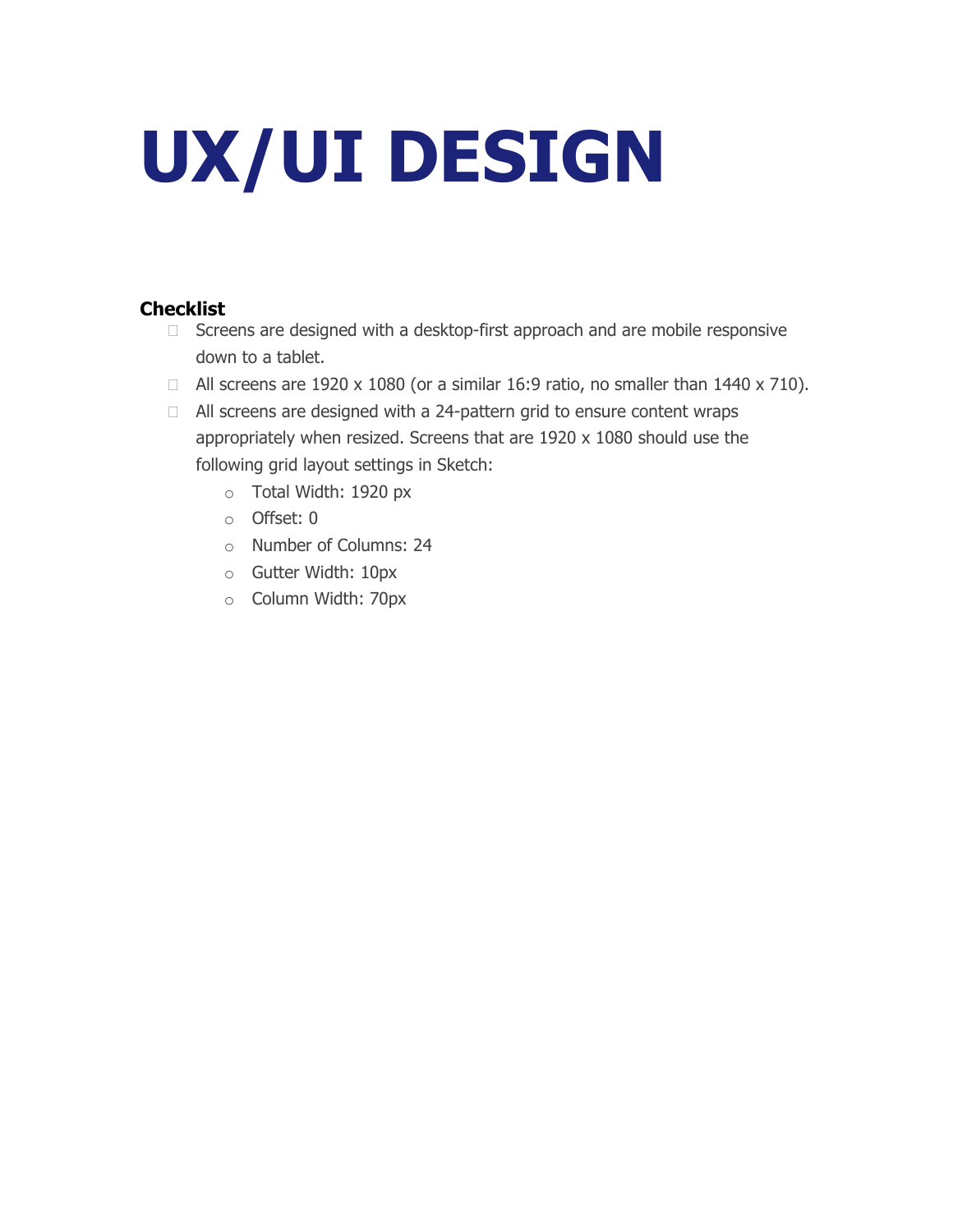# UX/UI DESIGN

### Checklist

- [ ] Screens are designed with a desktop-first approach and are mobile responsive down to a tablet.
- [ ] All screens are 1920 x 1080 (or a similar 16:9 ratio, no smaller than 1440 x 710).
- [ ] All screens are designed with a 24-pattern grid to ensure content wraps appropriately when resized. Screens that are 1920 x 1080 should use the following grid layout settings in Sketch:
    - Total Width: 1920 px
    - Offset: 0
    - Number of Columns: 24
    - Gutter Width: 10px
    - Column Width: 70px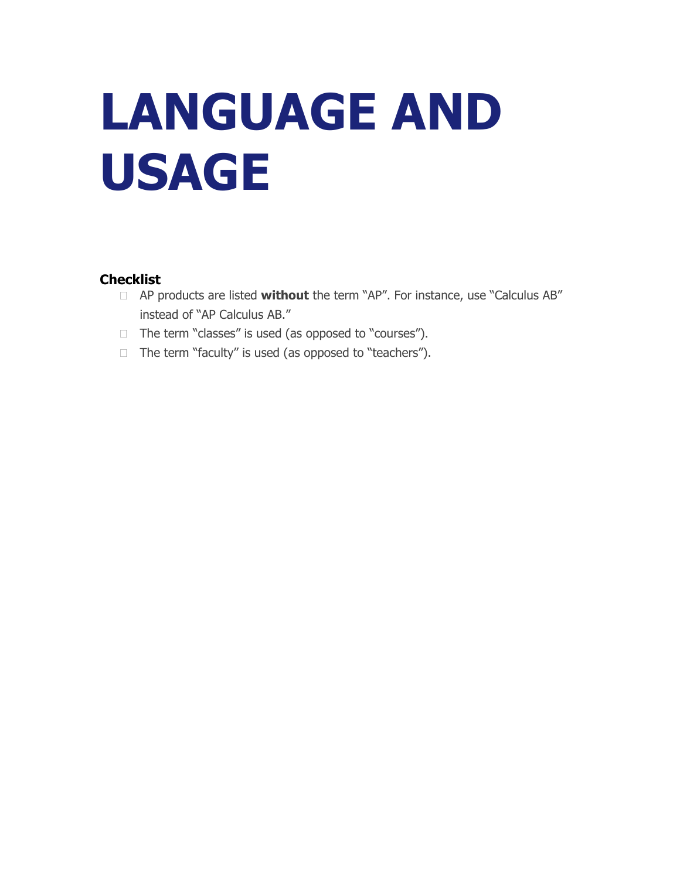# LANGUAGE AND USAGE

**Checklist**

- AP products are listed **without** the term "AP". For instance, use "Calculus AB" instead of "AP Calculus AB."
- The term "classes" is used (as opposed to "courses").
- The term "faculty" is used (as opposed to "teachers").